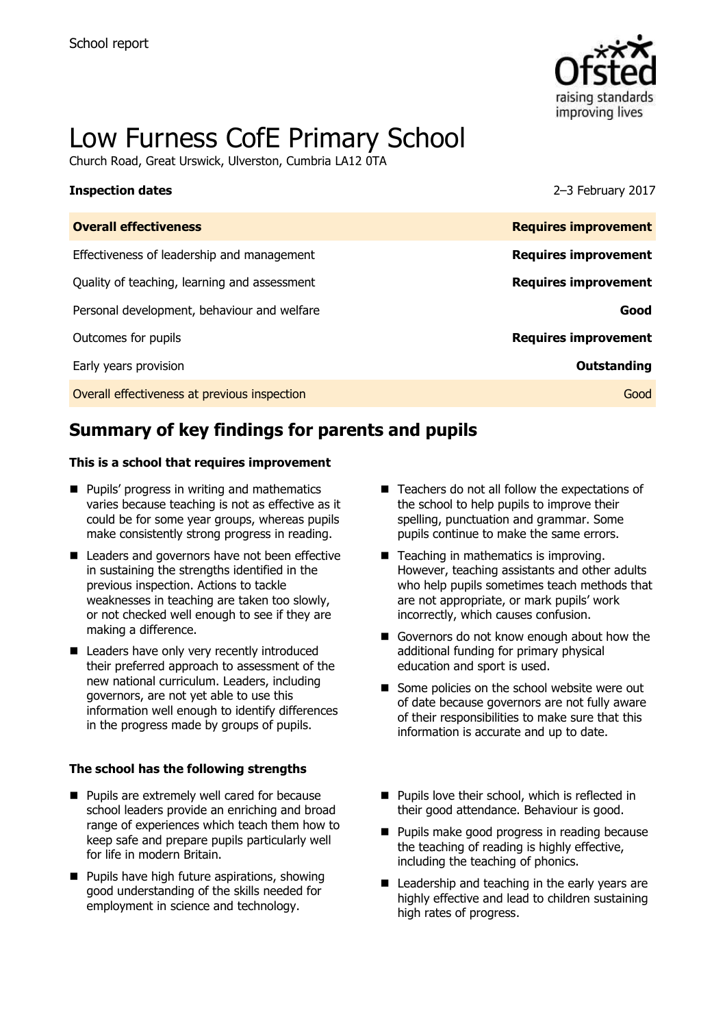School report

# Low Furness CofE Primary School

Church Road, Great Urswick, Ulverston, Cumbria LA12 0TA

**Inspection dates** 2–3 February 2017

| **Overall effectiveness** | **Requires improvement** |
| --- | --- |
| Effectiveness of leadership and management | **Requires improvement** |
| Quality of teaching, learning and assessment | **Requires improvement** |
| Personal development, behaviour and welfare | **Good** |
| Outcomes for pupils | **Requires improvement** |
| Early years provision | **Outstanding** |
| Overall effectiveness at previous inspection | Good |

## Summary of key findings for parents and pupils

### This is a school that requires improvement

- Pupils' progress in writing and mathematics varies because teaching is not as effective as it could be for some year groups, whereas pupils make consistently strong progress in reading.
- Leaders and governors have not been effective in sustaining the strengths identified in the previous inspection. Actions to tackle weaknesses in teaching are taken too slowly, or not checked well enough to see if they are making a difference.
- Leaders have only very recently introduced their preferred approach to assessment of the new national curriculum. Leaders, including governors, are not yet able to use this information well enough to identify differences in the progress made by groups of pupils.
- Teachers do not all follow the expectations of the school to help pupils to improve their spelling, punctuation and grammar. Some pupils continue to make the same errors.
- Teaching in mathematics is improving. However, teaching assistants and other adults who help pupils sometimes teach methods that are not appropriate, or mark pupils' work incorrectly, which causes confusion.
- Governors do not know enough about how the additional funding for primary physical education and sport is used.
- Some policies on the school website were out of date because governors are not fully aware of their responsibilities to make sure that this information is accurate and up to date.

### The school has the following strengths

- Pupils are extremely well cared for because school leaders provide an enriching and broad range of experiences which teach them how to keep safe and prepare pupils particularly well for life in modern Britain.
- Pupils have high future aspirations, showing good understanding of the skills needed for employment in science and technology.
- Pupils love their school, which is reflected in their good attendance. Behaviour is good.
- Pupils make good progress in reading because the teaching of reading is highly effective, including the teaching of phonics.
- Leadership and teaching in the early years are highly effective and lead to children sustaining high rates of progress.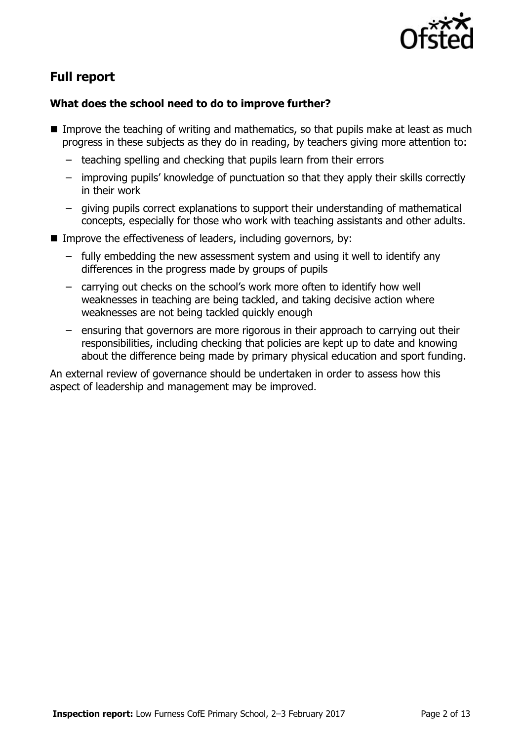## Full report

### What does the school need to do to improve further?

- Improve the teaching of writing and mathematics, so that pupils make at least as much progress in these subjects as they do in reading, by teachers giving more attention to:
  - teaching spelling and checking that pupils learn from their errors
  - improving pupils' knowledge of punctuation so that they apply their skills correctly in their work
  - giving pupils correct explanations to support their understanding of mathematical concepts, especially for those who work with teaching assistants and other adults.
- Improve the effectiveness of leaders, including governors, by:
  - fully embedding the new assessment system and using it well to identify any differences in the progress made by groups of pupils
  - carrying out checks on the school's work more often to identify how well weaknesses in teaching are being tackled, and taking decisive action where weaknesses are not being tackled quickly enough
  - ensuring that governors are more rigorous in their approach to carrying out their responsibilities, including checking that policies are kept up to date and knowing about the difference being made by primary physical education and sport funding.

An external review of governance should be undertaken in order to assess how this aspect of leadership and management may be improved.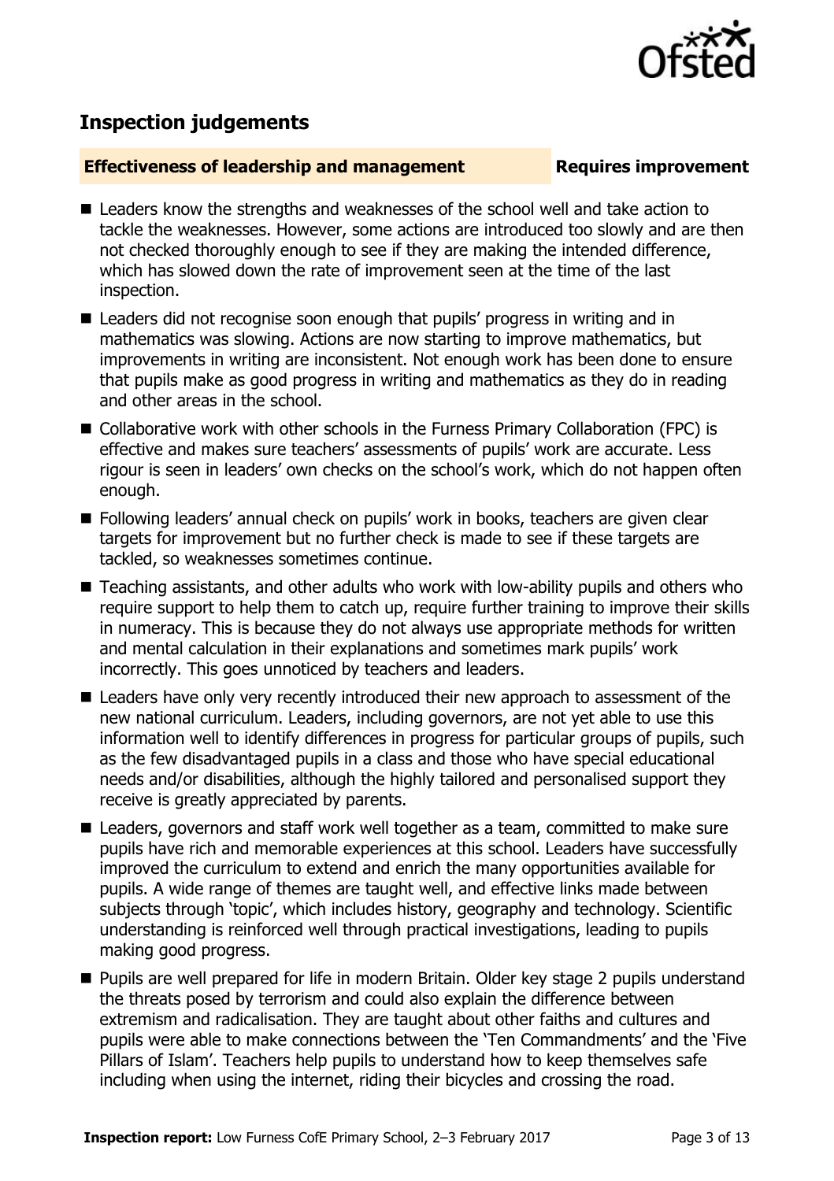## Inspection judgements

**Effectiveness of leadership and management** — **Requires improvement**

- Leaders know the strengths and weaknesses of the school well and take action to tackle the weaknesses. However, some actions are introduced too slowly and are then not checked thoroughly enough to see if they are making the intended difference, which has slowed down the rate of improvement seen at the time of the last inspection.
- Leaders did not recognise soon enough that pupils' progress in writing and in mathematics was slowing. Actions are now starting to improve mathematics, but improvements in writing are inconsistent. Not enough work has been done to ensure that pupils make as good progress in writing and mathematics as they do in reading and other areas in the school.
- Collaborative work with other schools in the Furness Primary Collaboration (FPC) is effective and makes sure teachers' assessments of pupils' work are accurate. Less rigour is seen in leaders' own checks on the school's work, which do not happen often enough.
- Following leaders' annual check on pupils' work in books, teachers are given clear targets for improvement but no further check is made to see if these targets are tackled, so weaknesses sometimes continue.
- Teaching assistants, and other adults who work with low-ability pupils and others who require support to help them to catch up, require further training to improve their skills in numeracy. This is because they do not always use appropriate methods for written and mental calculation in their explanations and sometimes mark pupils' work incorrectly. This goes unnoticed by teachers and leaders.
- Leaders have only very recently introduced their new approach to assessment of the new national curriculum. Leaders, including governors, are not yet able to use this information well to identify differences in progress for particular groups of pupils, such as the few disadvantaged pupils in a class and those who have special educational needs and/or disabilities, although the highly tailored and personalised support they receive is greatly appreciated by parents.
- Leaders, governors and staff work well together as a team, committed to make sure pupils have rich and memorable experiences at this school. Leaders have successfully improved the curriculum to extend and enrich the many opportunities available for pupils. A wide range of themes are taught well, and effective links made between subjects through 'topic', which includes history, geography and technology. Scientific understanding is reinforced well through practical investigations, leading to pupils making good progress.
- Pupils are well prepared for life in modern Britain. Older key stage 2 pupils understand the threats posed by terrorism and could also explain the difference between extremism and radicalisation. They are taught about other faiths and cultures and pupils were able to make connections between the 'Ten Commandments' and the 'Five Pillars of Islam'. Teachers help pupils to understand how to keep themselves safe including when using the internet, riding their bicycles and crossing the road.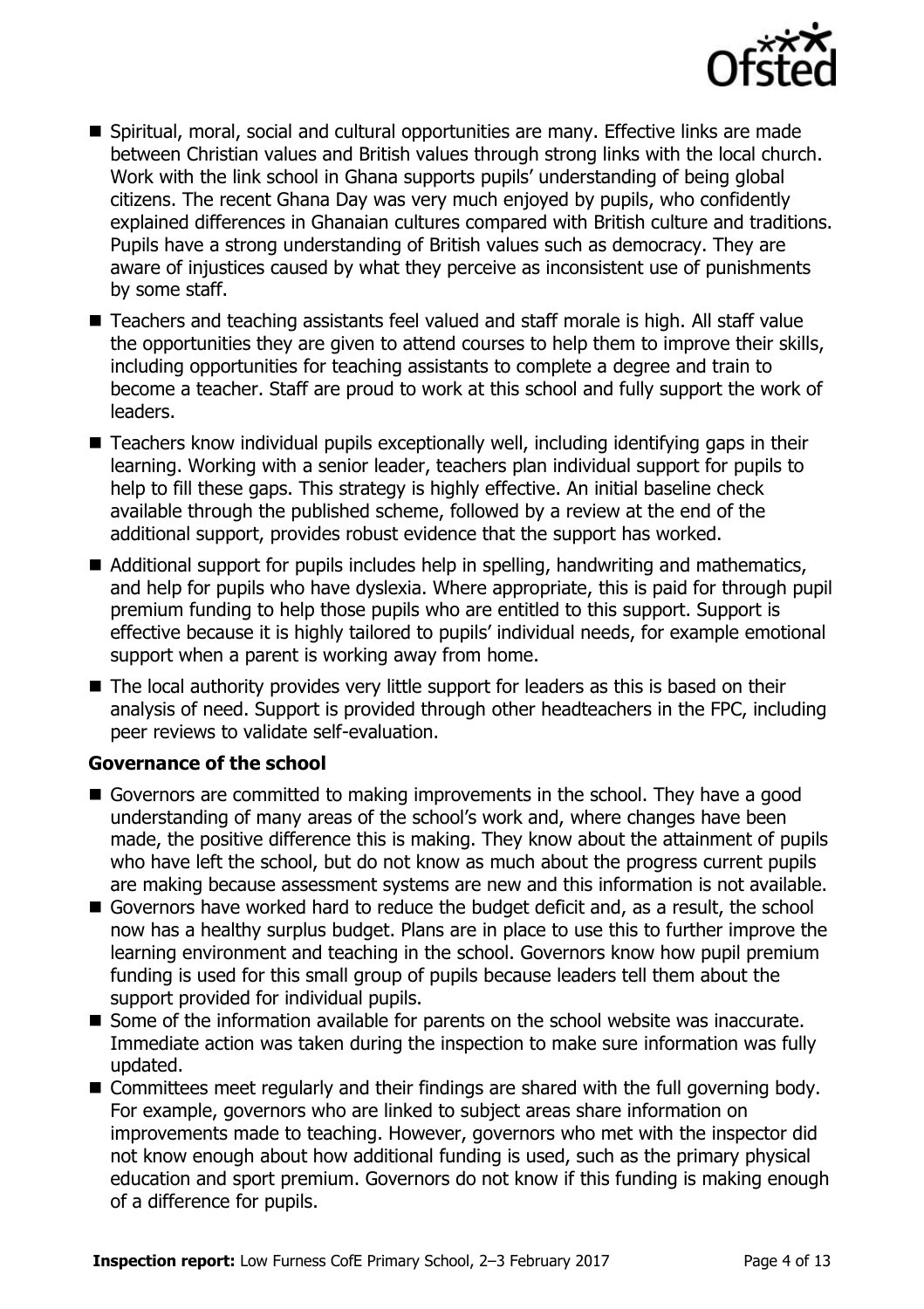- Spiritual, moral, social and cultural opportunities are many. Effective links are made between Christian values and British values through strong links with the local church. Work with the link school in Ghana supports pupils' understanding of being global citizens. The recent Ghana Day was very much enjoyed by pupils, who confidently explained differences in Ghanaian cultures compared with British culture and traditions. Pupils have a strong understanding of British values such as democracy. They are aware of injustices caused by what they perceive as inconsistent use of punishments by some staff.
- Teachers and teaching assistants feel valued and staff morale is high. All staff value the opportunities they are given to attend courses to help them to improve their skills, including opportunities for teaching assistants to complete a degree and train to become a teacher. Staff are proud to work at this school and fully support the work of leaders.
- Teachers know individual pupils exceptionally well, including identifying gaps in their learning. Working with a senior leader, teachers plan individual support for pupils to help to fill these gaps. This strategy is highly effective. An initial baseline check available through the published scheme, followed by a review at the end of the additional support, provides robust evidence that the support has worked.
- Additional support for pupils includes help in spelling, handwriting and mathematics, and help for pupils who have dyslexia. Where appropriate, this is paid for through pupil premium funding to help those pupils who are entitled to this support. Support is effective because it is highly tailored to pupils' individual needs, for example emotional support when a parent is working away from home.
- The local authority provides very little support for leaders as this is based on their analysis of need. Support is provided through other headteachers in the FPC, including peer reviews to validate self-evaluation.

### Governance of the school

- Governors are committed to making improvements in the school. They have a good understanding of many areas of the school's work and, where changes have been made, the positive difference this is making. They know about the attainment of pupils who have left the school, but do not know as much about the progress current pupils are making because assessment systems are new and this information is not available.
- Governors have worked hard to reduce the budget deficit and, as a result, the school now has a healthy surplus budget. Plans are in place to use this to further improve the learning environment and teaching in the school. Governors know how pupil premium funding is used for this small group of pupils because leaders tell them about the support provided for individual pupils.
- Some of the information available for parents on the school website was inaccurate. Immediate action was taken during the inspection to make sure information was fully updated.
- Committees meet regularly and their findings are shared with the full governing body. For example, governors who are linked to subject areas share information on improvements made to teaching. However, governors who met with the inspector did not know enough about how additional funding is used, such as the primary physical education and sport premium. Governors do not know if this funding is making enough of a difference for pupils.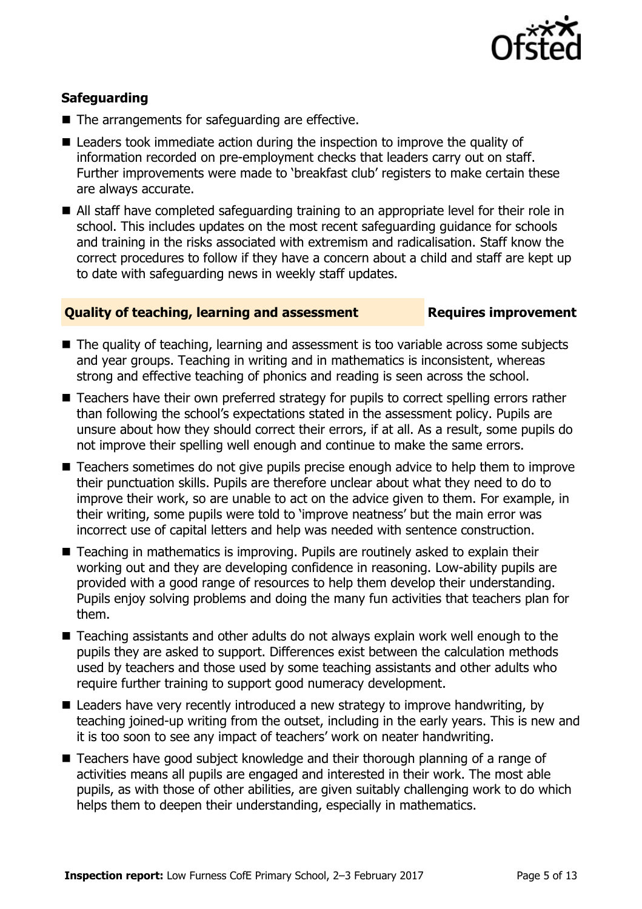### Safeguarding

- The arrangements for safeguarding are effective.
- Leaders took immediate action during the inspection to improve the quality of information recorded on pre-employment checks that leaders carry out on staff. Further improvements were made to 'breakfast club' registers to make certain these are always accurate.
- All staff have completed safeguarding training to an appropriate level for their role in school. This includes updates on the most recent safeguarding guidance for schools and training in the risks associated with extremism and radicalisation. Staff know the correct procedures to follow if they have a concern about a child and staff are kept up to date with safeguarding news in weekly staff updates.

### Quality of teaching, learning and assessment — Requires improvement

- The quality of teaching, learning and assessment is too variable across some subjects and year groups. Teaching in writing and in mathematics is inconsistent, whereas strong and effective teaching of phonics and reading is seen across the school.
- Teachers have their own preferred strategy for pupils to correct spelling errors rather than following the school's expectations stated in the assessment policy. Pupils are unsure about how they should correct their errors, if at all. As a result, some pupils do not improve their spelling well enough and continue to make the same errors.
- Teachers sometimes do not give pupils precise enough advice to help them to improve their punctuation skills. Pupils are therefore unclear about what they need to do to improve their work, so are unable to act on the advice given to them. For example, in their writing, some pupils were told to 'improve neatness' but the main error was incorrect use of capital letters and help was needed with sentence construction.
- Teaching in mathematics is improving. Pupils are routinely asked to explain their working out and they are developing confidence in reasoning. Low-ability pupils are provided with a good range of resources to help them develop their understanding. Pupils enjoy solving problems and doing the many fun activities that teachers plan for them.
- Teaching assistants and other adults do not always explain work well enough to the pupils they are asked to support. Differences exist between the calculation methods used by teachers and those used by some teaching assistants and other adults who require further training to support good numeracy development.
- Leaders have very recently introduced a new strategy to improve handwriting, by teaching joined-up writing from the outset, including in the early years. This is new and it is too soon to see any impact of teachers' work on neater handwriting.
- Teachers have good subject knowledge and their thorough planning of a range of activities means all pupils are engaged and interested in their work. The most able pupils, as with those of other abilities, are given suitably challenging work to do which helps them to deepen their understanding, especially in mathematics.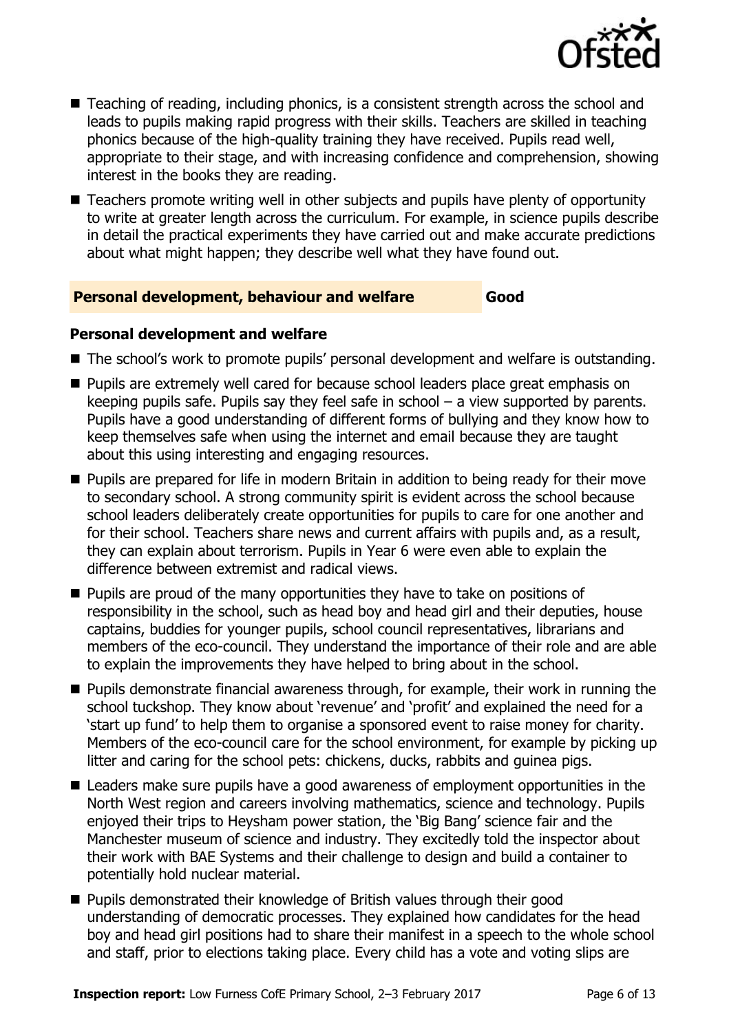- Teaching of reading, including phonics, is a consistent strength across the school and leads to pupils making rapid progress with their skills. Teachers are skilled in teaching phonics because of the high-quality training they have received. Pupils read well, appropriate to their stage, and with increasing confidence and comprehension, showing interest in the books they are reading.
- Teachers promote writing well in other subjects and pupils have plenty of opportunity to write at greater length across the curriculum. For example, in science pupils describe in detail the practical experiments they have carried out and make accurate predictions about what might happen; they describe well what they have found out.

## Personal development, behaviour and welfare — Good

### Personal development and welfare

- The school's work to promote pupils' personal development and welfare is outstanding.
- Pupils are extremely well cared for because school leaders place great emphasis on keeping pupils safe. Pupils say they feel safe in school – a view supported by parents. Pupils have a good understanding of different forms of bullying and they know how to keep themselves safe when using the internet and email because they are taught about this using interesting and engaging resources.
- Pupils are prepared for life in modern Britain in addition to being ready for their move to secondary school. A strong community spirit is evident across the school because school leaders deliberately create opportunities for pupils to care for one another and for their school. Teachers share news and current affairs with pupils and, as a result, they can explain about terrorism. Pupils in Year 6 were even able to explain the difference between extremist and radical views.
- Pupils are proud of the many opportunities they have to take on positions of responsibility in the school, such as head boy and head girl and their deputies, house captains, buddies for younger pupils, school council representatives, librarians and members of the eco-council. They understand the importance of their role and are able to explain the improvements they have helped to bring about in the school.
- Pupils demonstrate financial awareness through, for example, their work in running the school tuckshop. They know about 'revenue' and 'profit' and explained the need for a 'start up fund' to help them to organise a sponsored event to raise money for charity. Members of the eco-council care for the school environment, for example by picking up litter and caring for the school pets: chickens, ducks, rabbits and guinea pigs.
- Leaders make sure pupils have a good awareness of employment opportunities in the North West region and careers involving mathematics, science and technology. Pupils enjoyed their trips to Heysham power station, the 'Big Bang' science fair and the Manchester museum of science and industry. They excitedly told the inspector about their work with BAE Systems and their challenge to design and build a container to potentially hold nuclear material.
- Pupils demonstrated their knowledge of British values through their good understanding of democratic processes. They explained how candidates for the head boy and head girl positions had to share their manifest in a speech to the whole school and staff, prior to elections taking place. Every child has a vote and voting slips are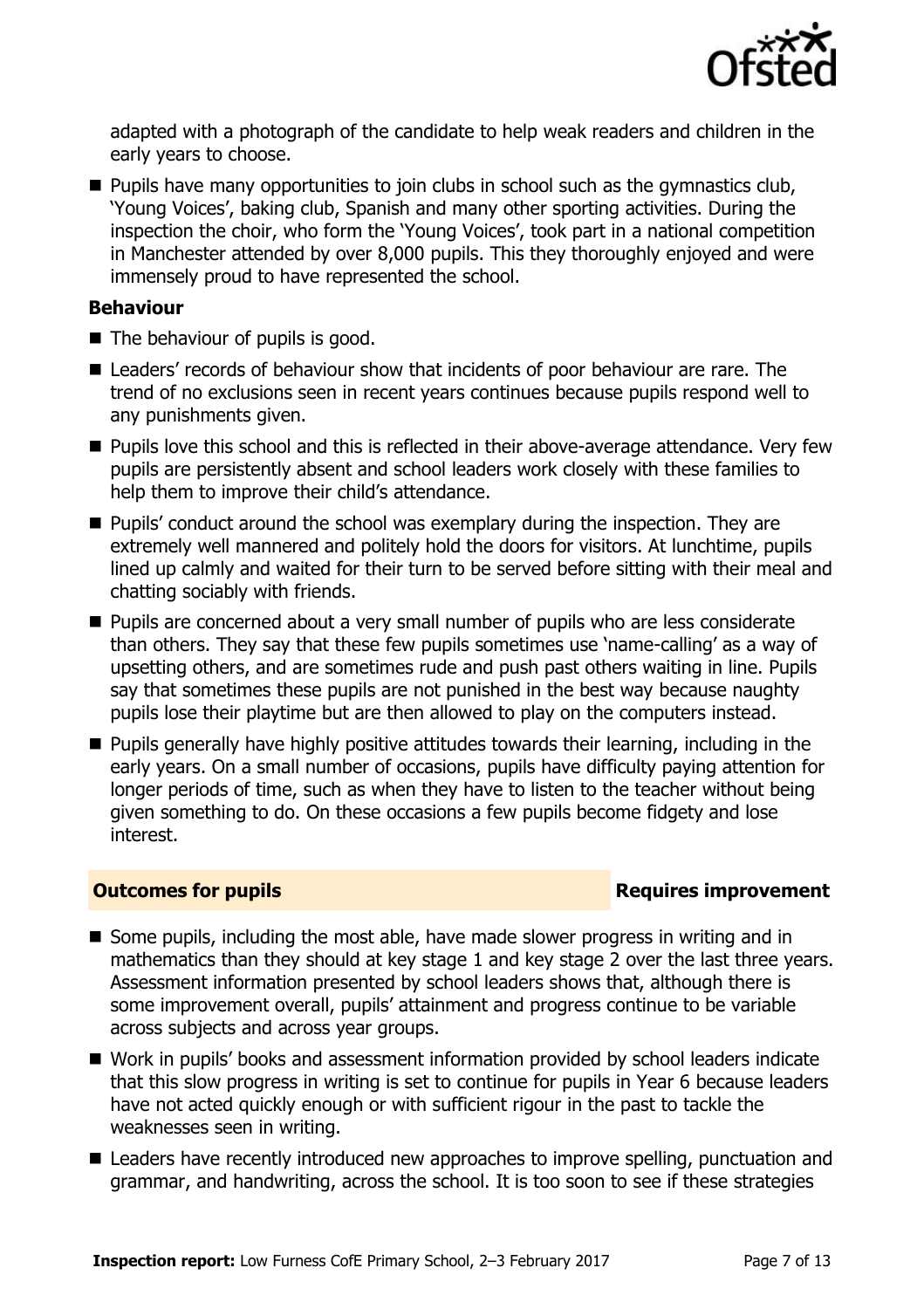adapted with a photograph of the candidate to help weak readers and children in the early years to choose.

- Pupils have many opportunities to join clubs in school such as the gymnastics club, 'Young Voices', baking club, Spanish and many other sporting activities. During the inspection the choir, who form the 'Young Voices', took part in a national competition in Manchester attended by over 8,000 pupils. This they thoroughly enjoyed and were immensely proud to have represented the school.

**Behaviour**

- The behaviour of pupils is good.
- Leaders' records of behaviour show that incidents of poor behaviour are rare. The trend of no exclusions seen in recent years continues because pupils respond well to any punishments given.
- Pupils love this school and this is reflected in their above-average attendance. Very few pupils are persistently absent and school leaders work closely with these families to help them to improve their child's attendance.
- Pupils' conduct around the school was exemplary during the inspection. They are extremely well mannered and politely hold the doors for visitors. At lunchtime, pupils lined up calmly and waited for their turn to be served before sitting with their meal and chatting sociably with friends.
- Pupils are concerned about a very small number of pupils who are less considerate than others. They say that these few pupils sometimes use 'name-calling' as a way of upsetting others, and are sometimes rude and push past others waiting in line. Pupils say that sometimes these pupils are not punished in the best way because naughty pupils lose their playtime but are then allowed to play on the computers instead.
- Pupils generally have highly positive attitudes towards their learning, including in the early years. On a small number of occasions, pupils have difficulty paying attention for longer periods of time, such as when they have to listen to the teacher without being given something to do. On these occasions a few pupils become fidgety and lose interest.

## Outcomes for pupils — Requires improvement

- Some pupils, including the most able, have made slower progress in writing and in mathematics than they should at key stage 1 and key stage 2 over the last three years. Assessment information presented by school leaders shows that, although there is some improvement overall, pupils' attainment and progress continue to be variable across subjects and across year groups.
- Work in pupils' books and assessment information provided by school leaders indicate that this slow progress in writing is set to continue for pupils in Year 6 because leaders have not acted quickly enough or with sufficient rigour in the past to tackle the weaknesses seen in writing.
- Leaders have recently introduced new approaches to improve spelling, punctuation and grammar, and handwriting, across the school. It is too soon to see if these strategies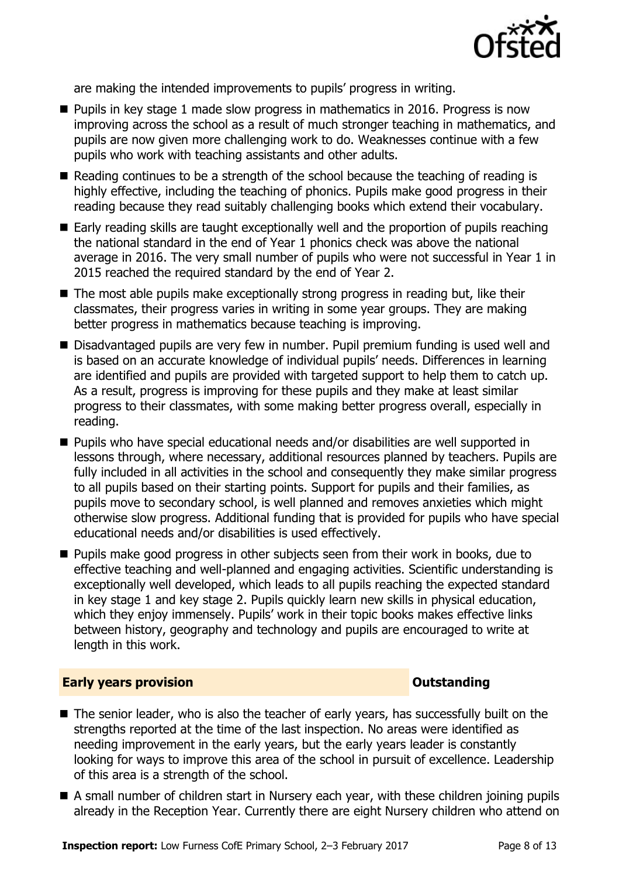are making the intended improvements to pupils' progress in writing.

- Pupils in key stage 1 made slow progress in mathematics in 2016. Progress is now improving across the school as a result of much stronger teaching in mathematics, and pupils are now given more challenging work to do. Weaknesses continue with a few pupils who work with teaching assistants and other adults.
- Reading continues to be a strength of the school because the teaching of reading is highly effective, including the teaching of phonics. Pupils make good progress in their reading because they read suitably challenging books which extend their vocabulary.
- Early reading skills are taught exceptionally well and the proportion of pupils reaching the national standard in the end of Year 1 phonics check was above the national average in 2016. The very small number of pupils who were not successful in Year 1 in 2015 reached the required standard by the end of Year 2.
- The most able pupils make exceptionally strong progress in reading but, like their classmates, their progress varies in writing in some year groups. They are making better progress in mathematics because teaching is improving.
- Disadvantaged pupils are very few in number. Pupil premium funding is used well and is based on an accurate knowledge of individual pupils' needs. Differences in learning are identified and pupils are provided with targeted support to help them to catch up. As a result, progress is improving for these pupils and they make at least similar progress to their classmates, with some making better progress overall, especially in reading.
- Pupils who have special educational needs and/or disabilities are well supported in lessons through, where necessary, additional resources planned by teachers. Pupils are fully included in all activities in the school and consequently they make similar progress to all pupils based on their starting points. Support for pupils and their families, as pupils move to secondary school, is well planned and removes anxieties which might otherwise slow progress. Additional funding that is provided for pupils who have special educational needs and/or disabilities is used effectively.
- Pupils make good progress in other subjects seen from their work in books, due to effective teaching and well-planned and engaging activities. Scientific understanding is exceptionally well developed, which leads to all pupils reaching the expected standard in key stage 1 and key stage 2. Pupils quickly learn new skills in physical education, which they enjoy immensely. Pupils' work in their topic books makes effective links between history, geography and technology and pupils are encouraged to write at length in this work.

## Early years provision — Outstanding

- The senior leader, who is also the teacher of early years, has successfully built on the strengths reported at the time of the last inspection. No areas were identified as needing improvement in the early years, but the early years leader is constantly looking for ways to improve this area of the school in pursuit of excellence. Leadership of this area is a strength of the school.
- A small number of children start in Nursery each year, with these children joining pupils already in the Reception Year. Currently there are eight Nursery children who attend on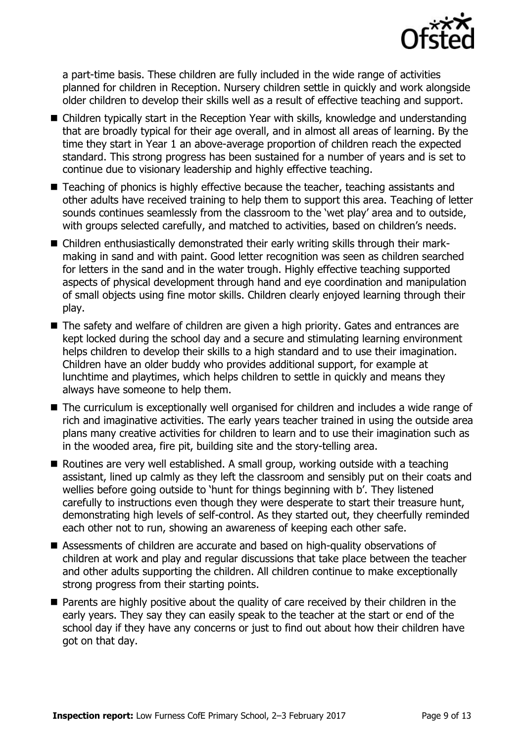a part-time basis. These children are fully included in the wide range of activities planned for children in Reception. Nursery children settle in quickly and work alongside older children to develop their skills well as a result of effective teaching and support.

- Children typically start in the Reception Year with skills, knowledge and understanding that are broadly typical for their age overall, and in almost all areas of learning. By the time they start in Year 1 an above-average proportion of children reach the expected standard. This strong progress has been sustained for a number of years and is set to continue due to visionary leadership and highly effective teaching.
- Teaching of phonics is highly effective because the teacher, teaching assistants and other adults have received training to help them to support this area. Teaching of letter sounds continues seamlessly from the classroom to the 'wet play' area and to outside, with groups selected carefully, and matched to activities, based on children's needs.
- Children enthusiastically demonstrated their early writing skills through their mark-making in sand and with paint. Good letter recognition was seen as children searched for letters in the sand and in the water trough. Highly effective teaching supported aspects of physical development through hand and eye coordination and manipulation of small objects using fine motor skills. Children clearly enjoyed learning through their play.
- The safety and welfare of children are given a high priority. Gates and entrances are kept locked during the school day and a secure and stimulating learning environment helps children to develop their skills to a high standard and to use their imagination. Children have an older buddy who provides additional support, for example at lunchtime and playtimes, which helps children to settle in quickly and means they always have someone to help them.
- The curriculum is exceptionally well organised for children and includes a wide range of rich and imaginative activities. The early years teacher trained in using the outside area plans many creative activities for children to learn and to use their imagination such as in the wooded area, fire pit, building site and the story-telling area.
- Routines are very well established. A small group, working outside with a teaching assistant, lined up calmly as they left the classroom and sensibly put on their coats and wellies before going outside to 'hunt for things beginning with b'. They listened carefully to instructions even though they were desperate to start their treasure hunt, demonstrating high levels of self-control. As they started out, they cheerfully reminded each other not to run, showing an awareness of keeping each other safe.
- Assessments of children are accurate and based on high-quality observations of children at work and play and regular discussions that take place between the teacher and other adults supporting the children. All children continue to make exceptionally strong progress from their starting points.
- Parents are highly positive about the quality of care received by their children in the early years. They say they can easily speak to the teacher at the start or end of the school day if they have any concerns or just to find out about how their children have got on that day.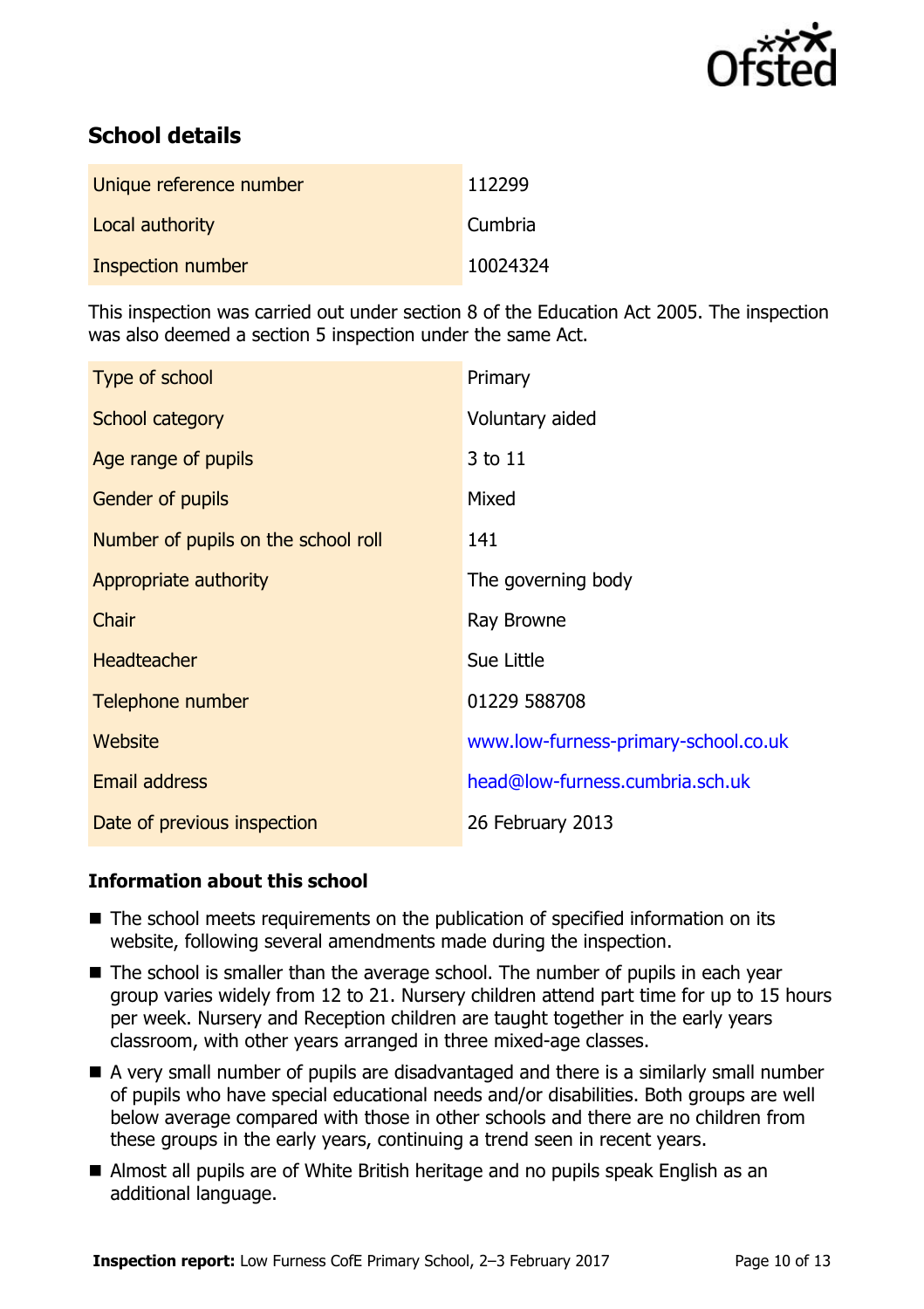## School details

| Unique reference number | 112299 |
|---|---|
| Local authority | Cumbria |
| Inspection number | 10024324 |

This inspection was carried out under section 8 of the Education Act 2005. The inspection was also deemed a section 5 inspection under the same Act.

| Type of school | Primary |
|---|---|
| School category | Voluntary aided |
| Age range of pupils | 3 to 11 |
| Gender of pupils | Mixed |
| Number of pupils on the school roll | 141 |
| Appropriate authority | The governing body |
| Chair | Ray Browne |
| Headteacher | Sue Little |
| Telephone number | 01229 588708 |
| Website | www.low-furness-primary-school.co.uk |
| Email address | head@low-furness.cumbria.sch.uk |
| Date of previous inspection | 26 February 2013 |

### Information about this school

- The school meets requirements on the publication of specified information on its website, following several amendments made during the inspection.
- The school is smaller than the average school. The number of pupils in each year group varies widely from 12 to 21. Nursery children attend part time for up to 15 hours per week. Nursery and Reception children are taught together in the early years classroom, with other years arranged in three mixed-age classes.
- A very small number of pupils are disadvantaged and there is a similarly small number of pupils who have special educational needs and/or disabilities. Both groups are well below average compared with those in other schools and there are no children from these groups in the early years, continuing a trend seen in recent years.
- Almost all pupils are of White British heritage and no pupils speak English as an additional language.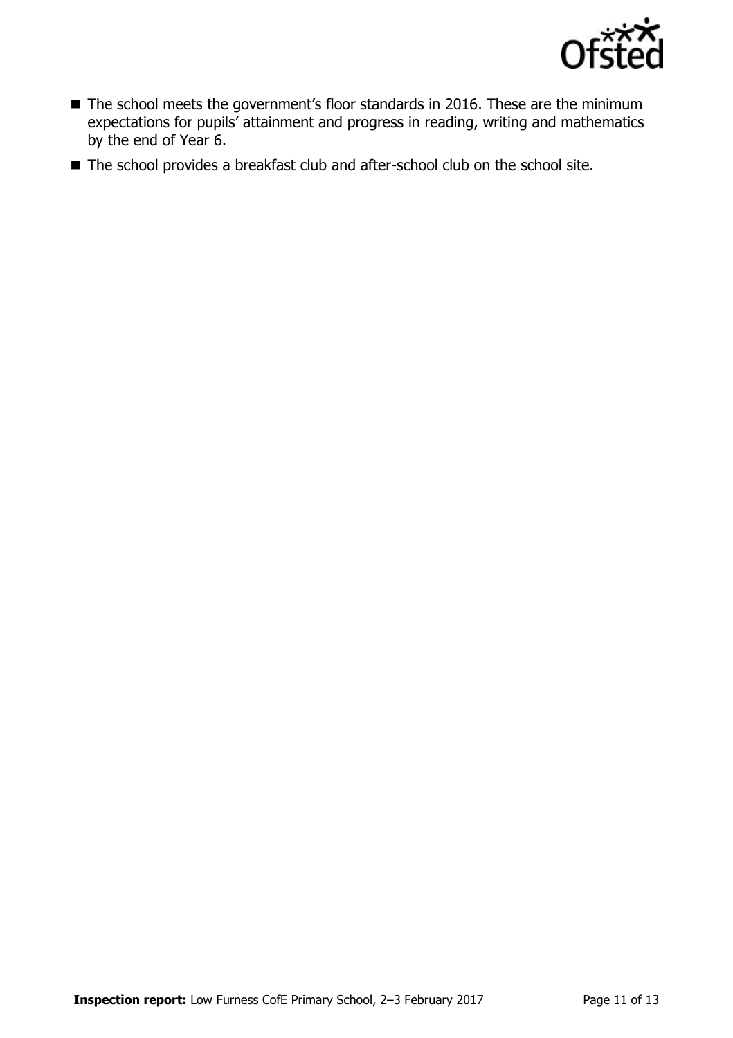- The school meets the government's floor standards in 2016. These are the minimum expectations for pupils' attainment and progress in reading, writing and mathematics by the end of Year 6.
- The school provides a breakfast club and after-school club on the school site.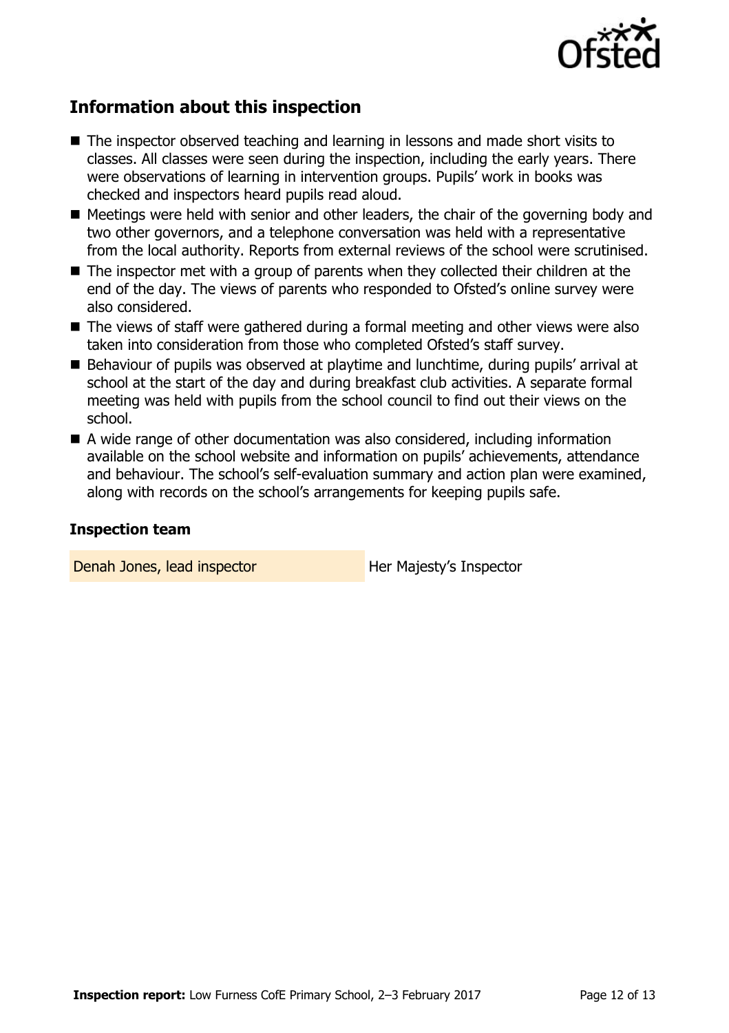## Information about this inspection

- The inspector observed teaching and learning in lessons and made short visits to classes. All classes were seen during the inspection, including the early years. There were observations of learning in intervention groups. Pupils' work in books was checked and inspectors heard pupils read aloud.
- Meetings were held with senior and other leaders, the chair of the governing body and two other governors, and a telephone conversation was held with a representative from the local authority. Reports from external reviews of the school were scrutinised.
- The inspector met with a group of parents when they collected their children at the end of the day. The views of parents who responded to Ofsted's online survey were also considered.
- The views of staff were gathered during a formal meeting and other views were also taken into consideration from those who completed Ofsted's staff survey.
- Behaviour of pupils was observed at playtime and lunchtime, during pupils' arrival at school at the start of the day and during breakfast club activities. A separate formal meeting was held with pupils from the school council to find out their views on the school.
- A wide range of other documentation was also considered, including information available on the school website and information on pupils' achievements, attendance and behaviour. The school's self-evaluation summary and action plan were examined, along with records on the school's arrangements for keeping pupils safe.

### Inspection team

| | |
|---|---|
| Denah Jones, lead inspector | Her Majesty's Inspector |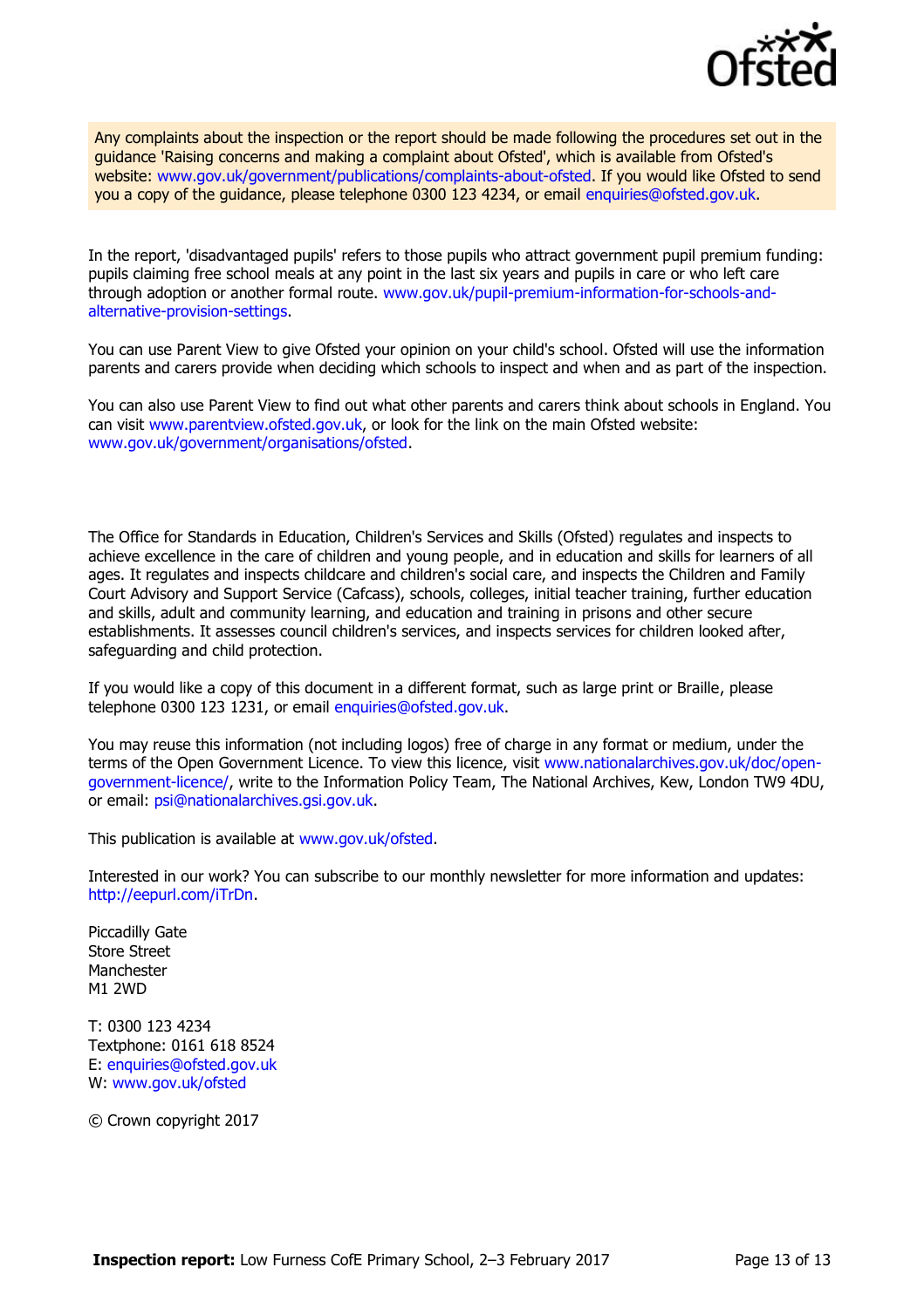Any complaints about the inspection or the report should be made following the procedures set out in the guidance 'Raising concerns and making a complaint about Ofsted', which is available from Ofsted's website: www.gov.uk/government/publications/complaints-about-ofsted. If you would like Ofsted to send you a copy of the guidance, please telephone 0300 123 4234, or email enquiries@ofsted.gov.uk.

In the report, 'disadvantaged pupils' refers to those pupils who attract government pupil premium funding: pupils claiming free school meals at any point in the last six years and pupils in care or who left care through adoption or another formal route. www.gov.uk/pupil-premium-information-for-schools-and-alternative-provision-settings.

You can use Parent View to give Ofsted your opinion on your child's school. Ofsted will use the information parents and carers provide when deciding which schools to inspect and when and as part of the inspection.

You can also use Parent View to find out what other parents and carers think about schools in England. You can visit www.parentview.ofsted.gov.uk, or look for the link on the main Ofsted website: www.gov.uk/government/organisations/ofsted.

The Office for Standards in Education, Children's Services and Skills (Ofsted) regulates and inspects to achieve excellence in the care of children and young people, and in education and skills for learners of all ages. It regulates and inspects childcare and children's social care, and inspects the Children and Family Court Advisory and Support Service (Cafcass), schools, colleges, initial teacher training, further education and skills, adult and community learning, and education and training in prisons and other secure establishments. It assesses council children's services, and inspects services for children looked after, safeguarding and child protection.

If you would like a copy of this document in a different format, such as large print or Braille, please telephone 0300 123 1231, or email enquiries@ofsted.gov.uk.

You may reuse this information (not including logos) free of charge in any format or medium, under the terms of the Open Government Licence. To view this licence, visit www.nationalarchives.gov.uk/doc/open-government-licence/, write to the Information Policy Team, The National Archives, Kew, London TW9 4DU, or email: psi@nationalarchives.gsi.gov.uk.

This publication is available at www.gov.uk/ofsted.

Interested in our work? You can subscribe to our monthly newsletter for more information and updates: http://eepurl.com/iTrDn.

Piccadilly Gate
Store Street
Manchester
M1 2WD

T: 0300 123 4234
Textphone: 0161 618 8524
E: enquiries@ofsted.gov.uk
W: www.gov.uk/ofsted

© Crown copyright 2017